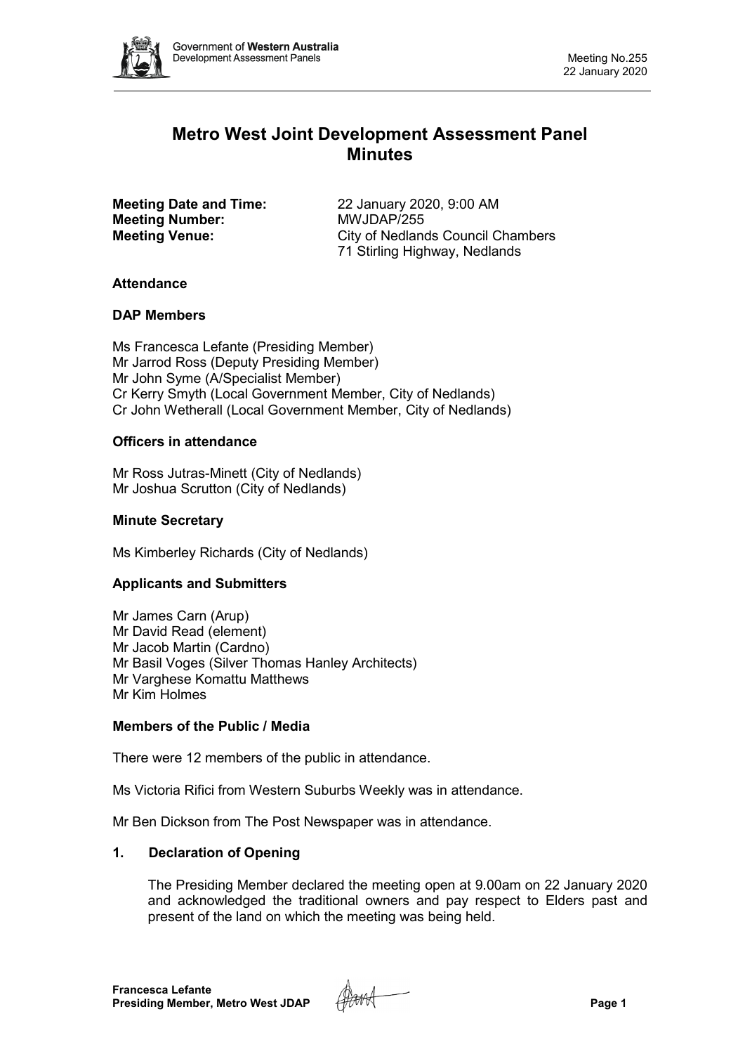# Metro West Joint Development Assessment Panel Minutes

**Meeting Date and Time:** 22 January 2020, 9:00 AM
**Meeting Number:** MWJDAP/255
**Meeting Venue:** City of Nedlands Council Chambers
71 Stirling Highway, Nedlands

## Attendance

### DAP Members

Ms Francesca Lefante (Presiding Member)
Mr Jarrod Ross (Deputy Presiding Member)
Mr John Syme (A/Specialist Member)
Cr Kerry Smyth (Local Government Member, City of Nedlands)
Cr John Wetherall (Local Government Member, City of Nedlands)

### Officers in attendance

Mr Ross Jutras-Minett (City of Nedlands)
Mr Joshua Scrutton (City of Nedlands)

### Minute Secretary

Ms Kimberley Richards (City of Nedlands)

### Applicants and Submitters

Mr James Carn (Arup)
Mr David Read (element)
Mr Jacob Martin (Cardno)
Mr Basil Voges (Silver Thomas Hanley Architects)
Mr Varghese Komattu Matthews
Mr Kim Holmes

### Members of the Public / Media

There were 12 members of the public in attendance.

Ms Victoria Rifici from Western Suburbs Weekly was in attendance.

Mr Ben Dickson from The Post Newspaper was in attendance.

## 1. Declaration of Opening

The Presiding Member declared the meeting open at 9.00am on 22 January 2020 and acknowledged the traditional owners and pay respect to Elders past and present of the land on which the meeting was being held.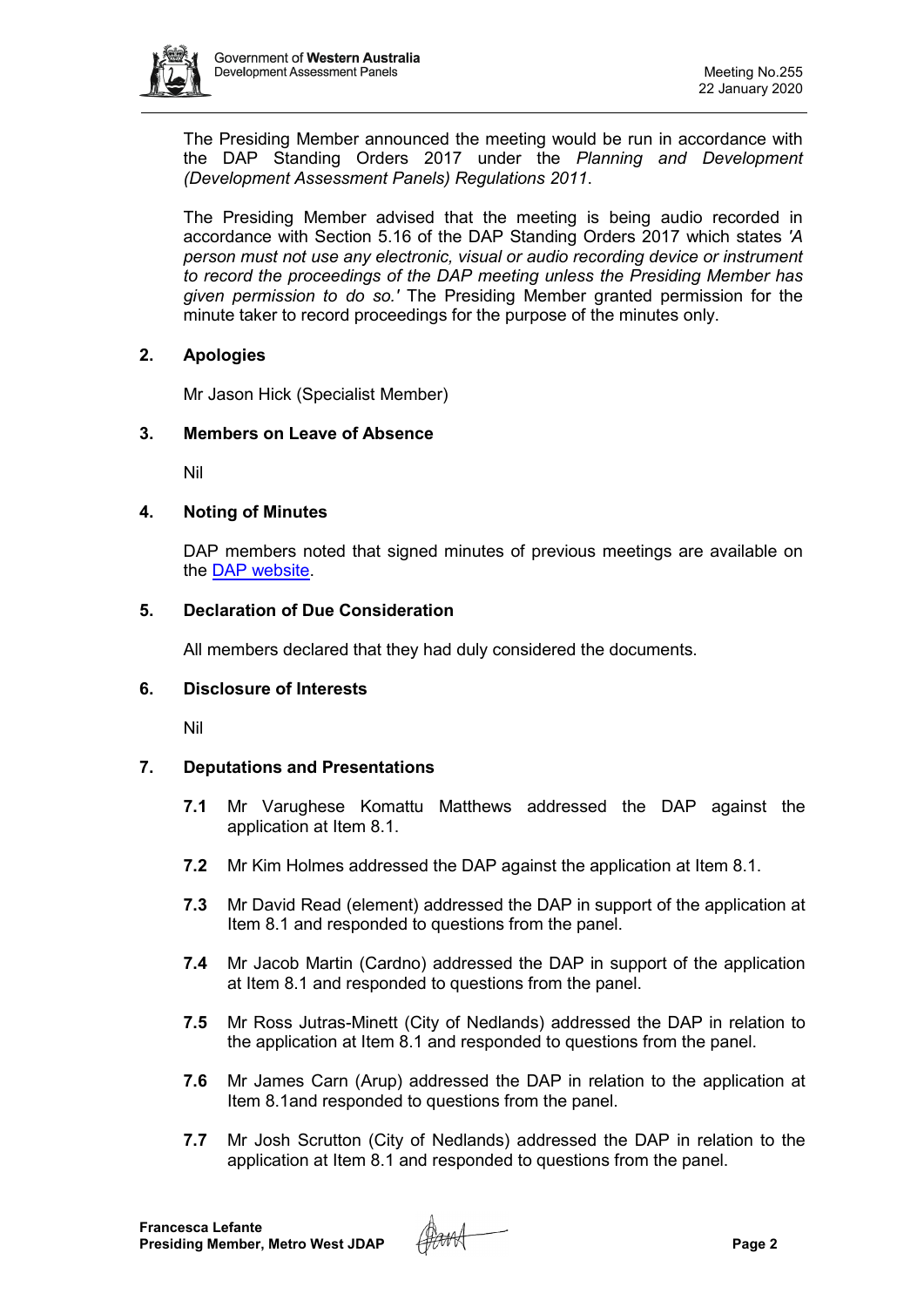The Presiding Member announced the meeting would be run in accordance with the DAP Standing Orders 2017 under the *Planning and Development (Development Assessment Panels) Regulations 2011*.

The Presiding Member advised that the meeting is being audio recorded in accordance with Section 5.16 of the DAP Standing Orders 2017 which states *'A person must not use any electronic, visual or audio recording device or instrument to record the proceedings of the DAP meeting unless the Presiding Member has given permission to do so.'* The Presiding Member granted permission for the minute taker to record proceedings for the purpose of the minutes only.

## 2. Apologies

Mr Jason Hick (Specialist Member)

## 3. Members on Leave of Absence

Nil

## 4. Noting of Minutes

DAP members noted that signed minutes of previous meetings are available on the DAP website.

## 5. Declaration of Due Consideration

All members declared that they had duly considered the documents.

## 6. Disclosure of Interests

Nil

## 7. Deputations and Presentations

**7.1** Mr Varughese Komattu Matthews addressed the DAP against the application at Item 8.1.

**7.2** Mr Kim Holmes addressed the DAP against the application at Item 8.1.

**7.3** Mr David Read (element) addressed the DAP in support of the application at Item 8.1 and responded to questions from the panel.

**7.4** Mr Jacob Martin (Cardno) addressed the DAP in support of the application at Item 8.1 and responded to questions from the panel.

**7.5** Mr Ross Jutras-Minett (City of Nedlands) addressed the DAP in relation to the application at Item 8.1 and responded to questions from the panel.

**7.6** Mr James Carn (Arup) addressed the DAP in relation to the application at Item 8.1and responded to questions from the panel.

**7.7** Mr Josh Scrutton (City of Nedlands) addressed the DAP in relation to the application at Item 8.1 and responded to questions from the panel.

**Francesca Lefante**
**Presiding Member, Metro West JDAP**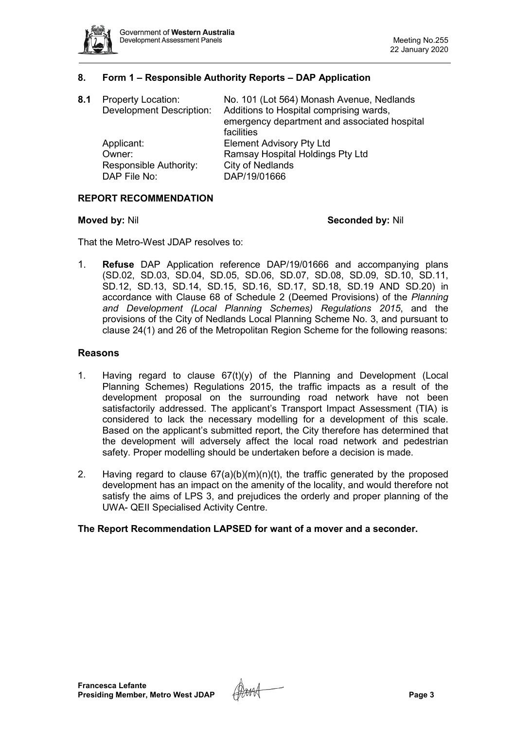## 8. Form 1 – Responsible Authority Reports – DAP Application

**8.1** Property Location: No. 101 (Lot 564) Monash Avenue, Nedlands
Development Description: Additions to Hospital comprising wards, emergency department and associated hospital facilities
Applicant: Element Advisory Pty Ltd
Owner: Ramsay Hospital Holdings Pty Ltd
Responsible Authority: City of Nedlands
DAP File No: DAP/19/01666

### REPORT RECOMMENDATION

**Moved by:** Nil **Seconded by:** Nil

That the Metro-West JDAP resolves to:

1. **Refuse** DAP Application reference DAP/19/01666 and accompanying plans (SD.02, SD.03, SD.04, SD.05, SD.06, SD.07, SD.08, SD.09, SD.10, SD.11, SD.12, SD.13, SD.14, SD.15, SD.16, SD.17, SD.18, SD.19 AND SD.20) in accordance with Clause 68 of Schedule 2 (Deemed Provisions) of the *Planning and Development (Local Planning Schemes) Regulations 2015*, and the provisions of the City of Nedlands Local Planning Scheme No. 3, and pursuant to clause 24(1) and 26 of the Metropolitan Region Scheme for the following reasons:

### Reasons

1. Having regard to clause 67(t)(y) of the Planning and Development (Local Planning Schemes) Regulations 2015, the traffic impacts as a result of the development proposal on the surrounding road network have not been satisfactorily addressed. The applicant's Transport Impact Assessment (TIA) is considered to lack the necessary modelling for a development of this scale. Based on the applicant's submitted report, the City therefore has determined that the development will adversely affect the local road network and pedestrian safety. Proper modelling should be undertaken before a decision is made.

2. Having regard to clause 67(a)(b)(m)(n)(t), the traffic generated by the proposed development has an impact on the amenity of the locality, and would therefore not satisfy the aims of LPS 3, and prejudices the orderly and proper planning of the UWA- QEII Specialised Activity Centre.

**The Report Recommendation LAPSED for want of a mover and a seconder.**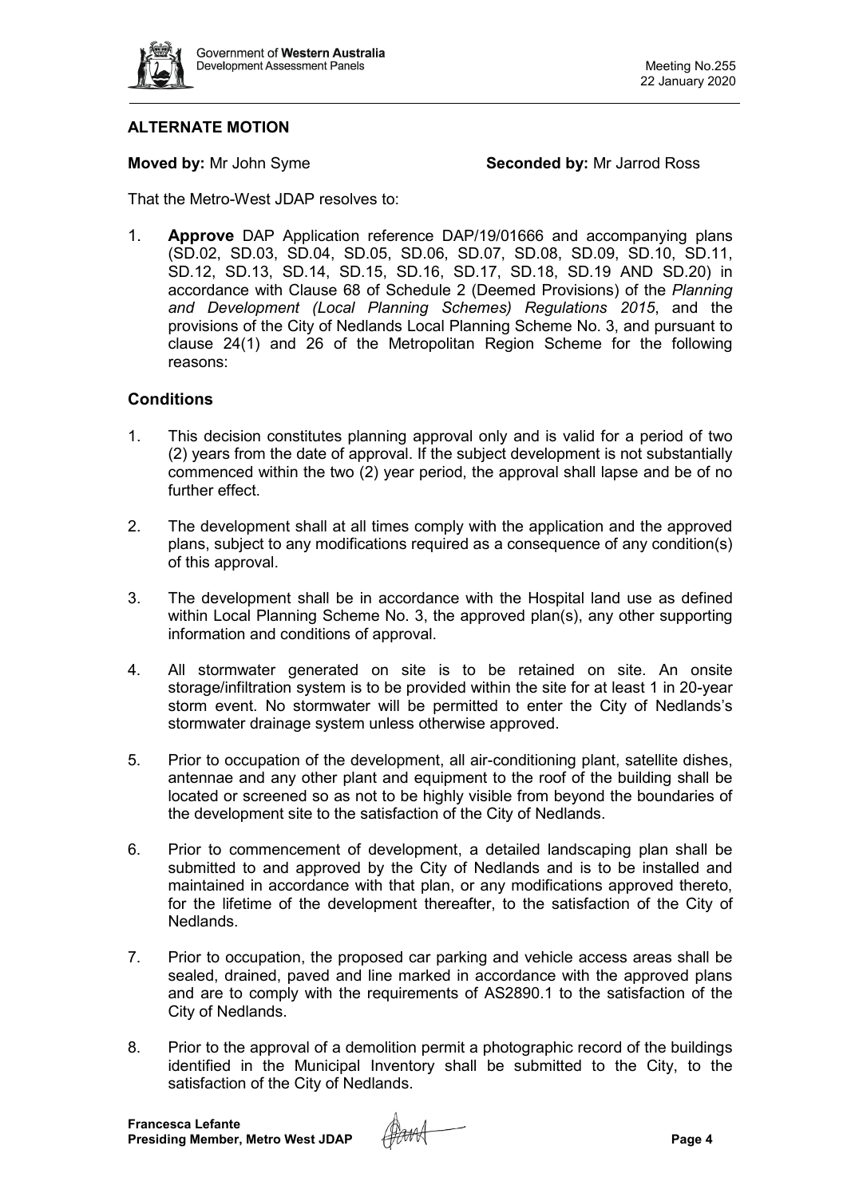## ALTERNATE MOTION

**Moved by:** Mr John Syme **Seconded by:** Mr Jarrod Ross

That the Metro-West JDAP resolves to:

1. **Approve** DAP Application reference DAP/19/01666 and accompanying plans (SD.02, SD.03, SD.04, SD.05, SD.06, SD.07, SD.08, SD.09, SD.10, SD.11, SD.12, SD.13, SD.14, SD.15, SD.16, SD.17, SD.18, SD.19 AND SD.20) in accordance with Clause 68 of Schedule 2 (Deemed Provisions) of the *Planning and Development (Local Planning Schemes) Regulations 2015*, and the provisions of the City of Nedlands Local Planning Scheme No. 3, and pursuant to clause 24(1) and 26 of the Metropolitan Region Scheme for the following reasons:

### Conditions

1. This decision constitutes planning approval only and is valid for a period of two (2) years from the date of approval. If the subject development is not substantially commenced within the two (2) year period, the approval shall lapse and be of no further effect.
2. The development shall at all times comply with the application and the approved plans, subject to any modifications required as a consequence of any condition(s) of this approval.
3. The development shall be in accordance with the Hospital land use as defined within Local Planning Scheme No. 3, the approved plan(s), any other supporting information and conditions of approval.
4. All stormwater generated on site is to be retained on site. An onsite storage/infiltration system is to be provided within the site for at least 1 in 20-year storm event. No stormwater will be permitted to enter the City of Nedlands's stormwater drainage system unless otherwise approved.
5. Prior to occupation of the development, all air-conditioning plant, satellite dishes, antennae and any other plant and equipment to the roof of the building shall be located or screened so as not to be highly visible from beyond the boundaries of the development site to the satisfaction of the City of Nedlands.
6. Prior to commencement of development, a detailed landscaping plan shall be submitted to and approved by the City of Nedlands and is to be installed and maintained in accordance with that plan, or any modifications approved thereto, for the lifetime of the development thereafter, to the satisfaction of the City of Nedlands.
7. Prior to occupation, the proposed car parking and vehicle access areas shall be sealed, drained, paved and line marked in accordance with the approved plans and are to comply with the requirements of AS2890.1 to the satisfaction of the City of Nedlands.
8. Prior to the approval of a demolition permit a photographic record of the buildings identified in the Municipal Inventory shall be submitted to the City, to the satisfaction of the City of Nedlands.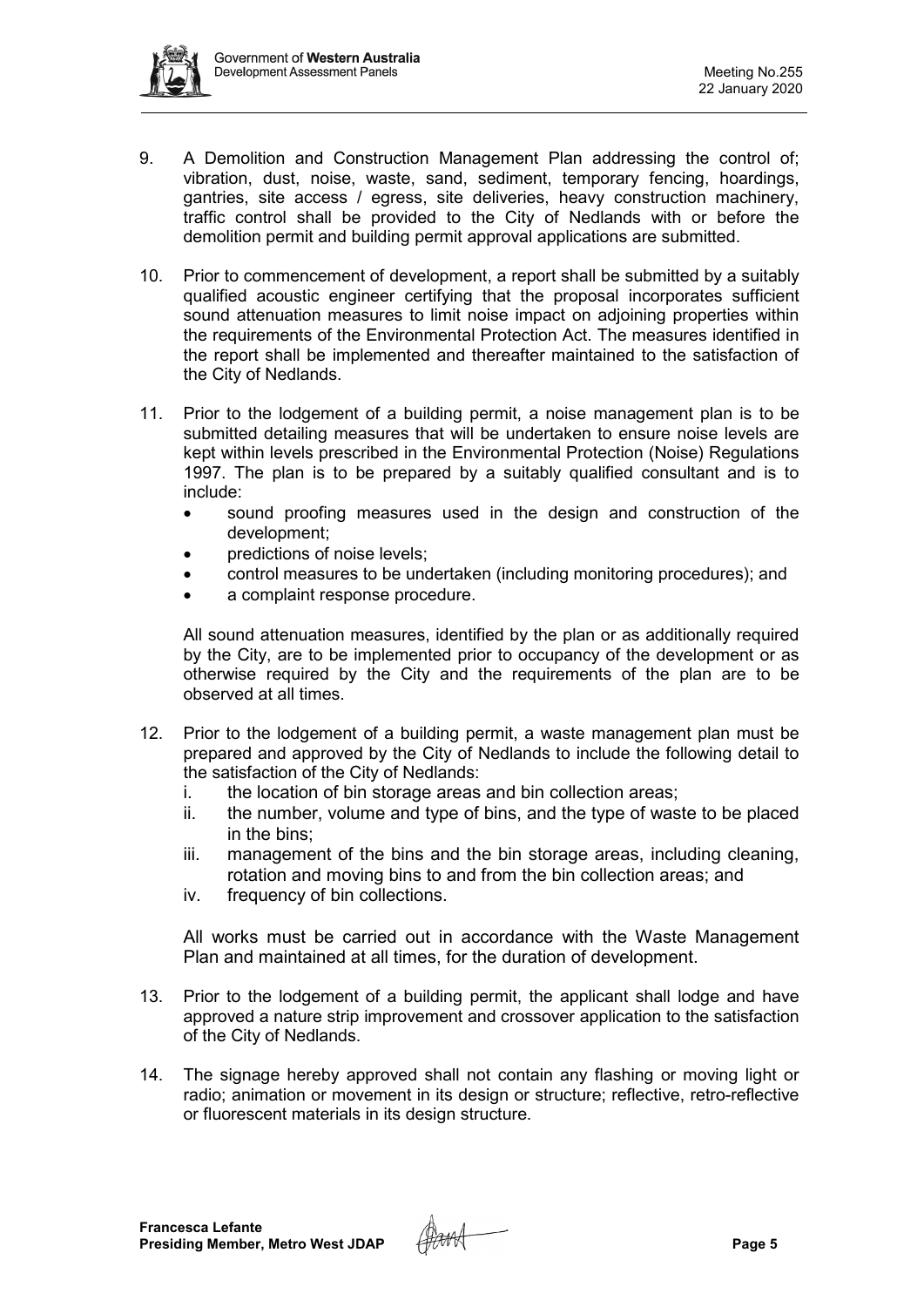9. A Demolition and Construction Management Plan addressing the control of; vibration, dust, noise, waste, sand, sediment, temporary fencing, hoardings, gantries, site access / egress, site deliveries, heavy construction machinery, traffic control shall be provided to the City of Nedlands with or before the demolition permit and building permit approval applications are submitted.

10. Prior to commencement of development, a report shall be submitted by a suitably qualified acoustic engineer certifying that the proposal incorporates sufficient sound attenuation measures to limit noise impact on adjoining properties within the requirements of the Environmental Protection Act. The measures identified in the report shall be implemented and thereafter maintained to the satisfaction of the City of Nedlands.

11. Prior to the lodgement of a building permit, a noise management plan is to be submitted detailing measures that will be undertaken to ensure noise levels are kept within levels prescribed in the Environmental Protection (Noise) Regulations 1997. The plan is to be prepared by a suitably qualified consultant and is to include:
    - sound proofing measures used in the design and construction of the development;
    - predictions of noise levels;
    - control measures to be undertaken (including monitoring procedures); and
    - a complaint response procedure.

    All sound attenuation measures, identified by the plan or as additionally required by the City, are to be implemented prior to occupancy of the development or as otherwise required by the City and the requirements of the plan are to be observed at all times.

12. Prior to the lodgement of a building permit, a waste management plan must be prepared and approved by the City of Nedlands to include the following detail to the satisfaction of the City of Nedlands:
    i. the location of bin storage areas and bin collection areas;
    ii. the number, volume and type of bins, and the type of waste to be placed in the bins;
    iii. management of the bins and the bin storage areas, including cleaning, rotation and moving bins to and from the bin collection areas; and
    iv. frequency of bin collections.

    All works must be carried out in accordance with the Waste Management Plan and maintained at all times, for the duration of development.

13. Prior to the lodgement of a building permit, the applicant shall lodge and have approved a nature strip improvement and crossover application to the satisfaction of the City of Nedlands.

14. The signage hereby approved shall not contain any flashing or moving light or radio; animation or movement in its design or structure; reflective, retro-reflective or fluorescent materials in its design structure.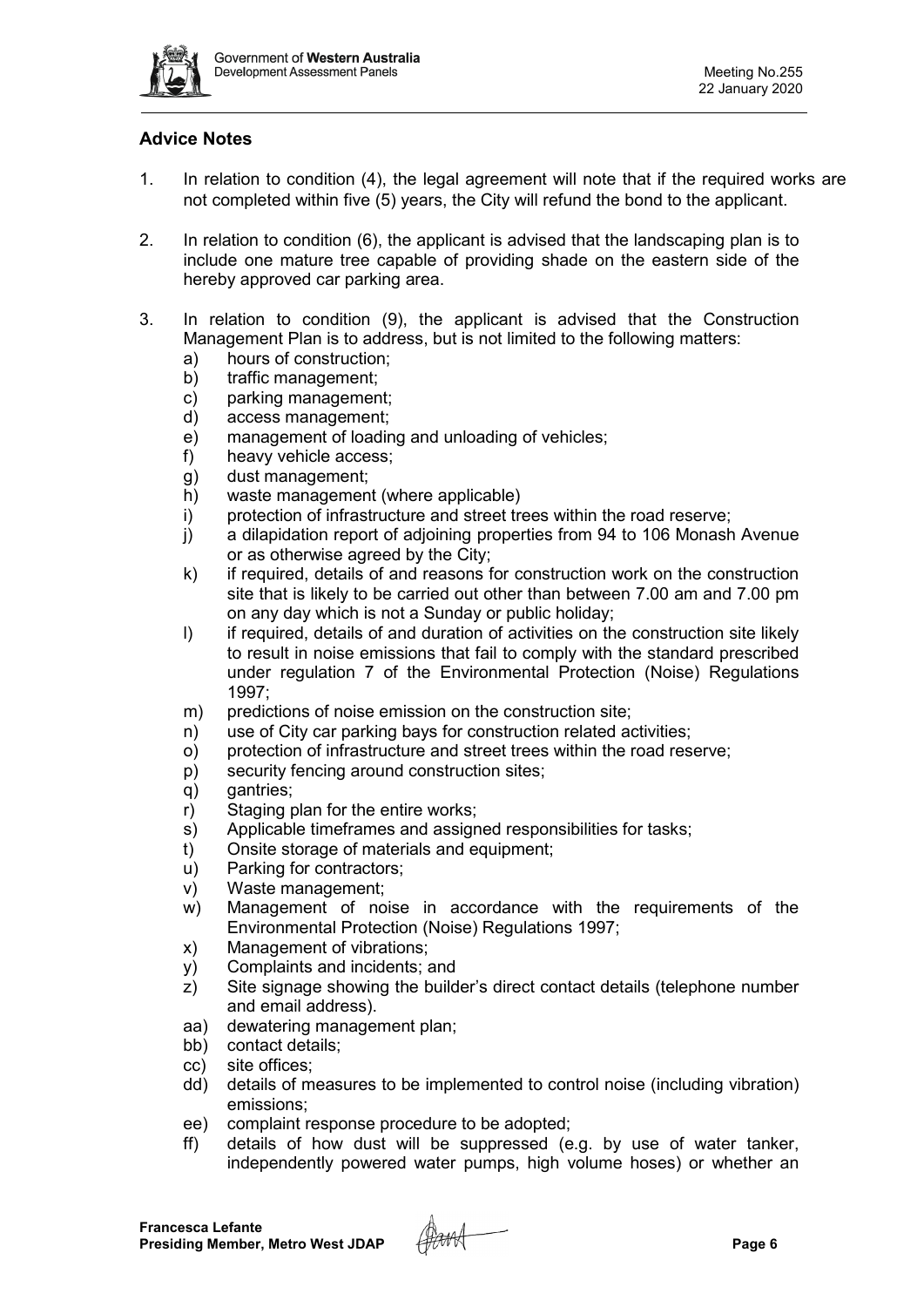## Advice Notes

1. In relation to condition (4), the legal agreement will note that if the required works are not completed within five (5) years, the City will refund the bond to the applicant.

2. In relation to condition (6), the applicant is advised that the landscaping plan is to include one mature tree capable of providing shade on the eastern side of the hereby approved car parking area.

3. In relation to condition (9), the applicant is advised that the Construction Management Plan is to address, but is not limited to the following matters:
   a) hours of construction;
   b) traffic management;
   c) parking management;
   d) access management;
   e) management of loading and unloading of vehicles;
   f) heavy vehicle access;
   g) dust management;
   h) waste management (where applicable)
   i) protection of infrastructure and street trees within the road reserve;
   j) a dilapidation report of adjoining properties from 94 to 106 Monash Avenue or as otherwise agreed by the City;
   k) if required, details of and reasons for construction work on the construction site that is likely to be carried out other than between 7.00 am and 7.00 pm on any day which is not a Sunday or public holiday;
   l) if required, details of and duration of activities on the construction site likely to result in noise emissions that fail to comply with the standard prescribed under regulation 7 of the Environmental Protection (Noise) Regulations 1997;
   m) predictions of noise emission on the construction site;
   n) use of City car parking bays for construction related activities;
   o) protection of infrastructure and street trees within the road reserve;
   p) security fencing around construction sites;
   q) gantries;
   r) Staging plan for the entire works;
   s) Applicable timeframes and assigned responsibilities for tasks;
   t) Onsite storage of materials and equipment;
   u) Parking for contractors;
   v) Waste management;
   w) Management of noise in accordance with the requirements of the Environmental Protection (Noise) Regulations 1997;
   x) Management of vibrations;
   y) Complaints and incidents; and
   z) Site signage showing the builder's direct contact details (telephone number and email address).
   aa) dewatering management plan;
   bb) contact details;
   cc) site offices;
   dd) details of measures to be implemented to control noise (including vibration) emissions;
   ee) complaint response procedure to be adopted;
   ff) details of how dust will be suppressed (e.g. by use of water tanker, independently powered water pumps, high volume hoses) or whether an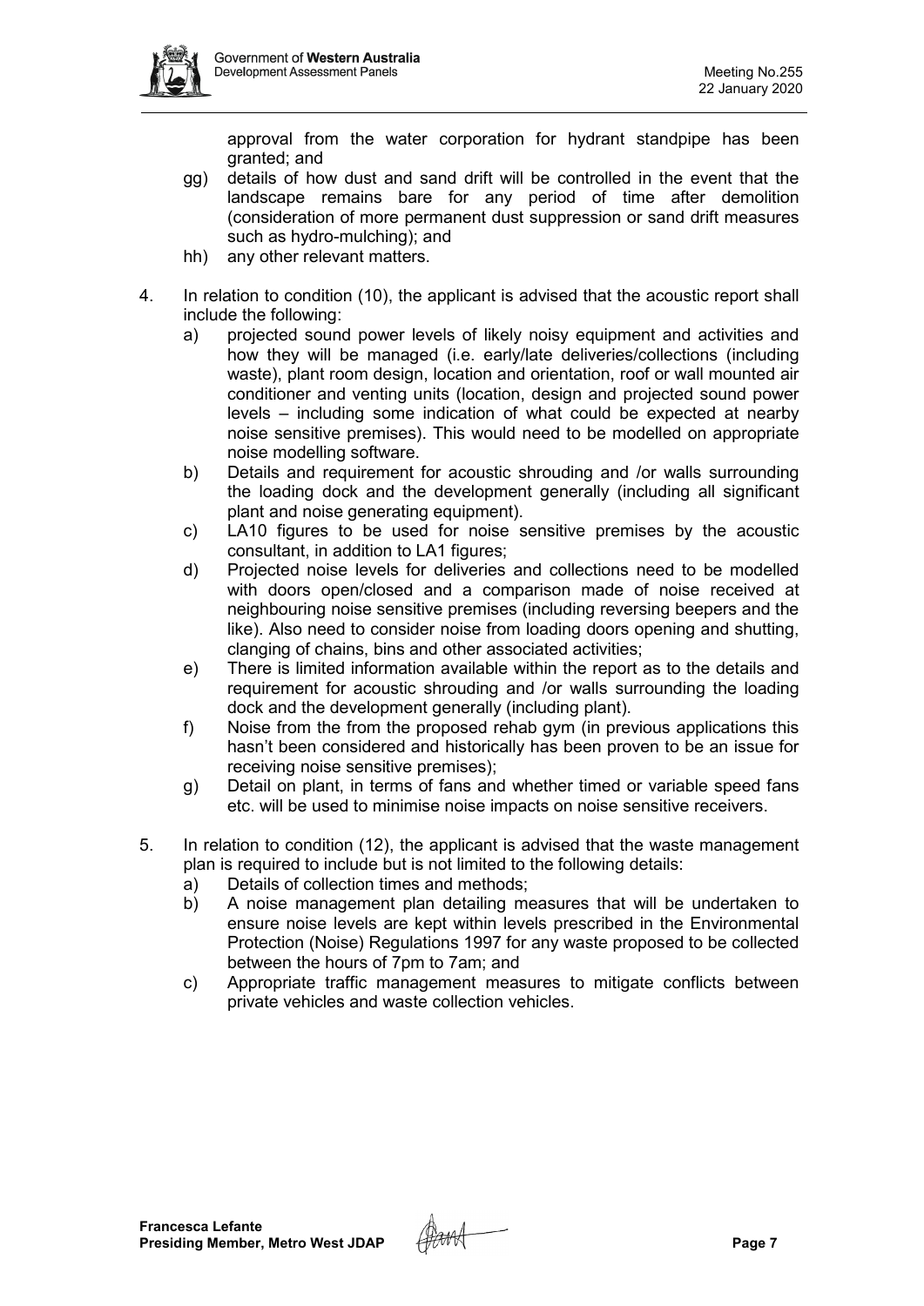approval from the water corporation for hydrant standpipe has been granted; and

gg) details of how dust and sand drift will be controlled in the event that the landscape remains bare for any period of time after demolition (consideration of more permanent dust suppression or sand drift measures such as hydro-mulching); and

hh) any other relevant matters.

4. In relation to condition (10), the applicant is advised that the acoustic report shall include the following:

   a) projected sound power levels of likely noisy equipment and activities and how they will be managed (i.e. early/late deliveries/collections (including waste), plant room design, location and orientation, roof or wall mounted air conditioner and venting units (location, design and projected sound power levels – including some indication of what could be expected at nearby noise sensitive premises). This would need to be modelled on appropriate noise modelling software.

   b) Details and requirement for acoustic shrouding and /or walls surrounding the loading dock and the development generally (including all significant plant and noise generating equipment).

   c) LA10 figures to be used for noise sensitive premises by the acoustic consultant, in addition to LA1 figures;

   d) Projected noise levels for deliveries and collections need to be modelled with doors open/closed and a comparison made of noise received at neighbouring noise sensitive premises (including reversing beepers and the like). Also need to consider noise from loading doors opening and shutting, clanging of chains, bins and other associated activities;

   e) There is limited information available within the report as to the details and requirement for acoustic shrouding and /or walls surrounding the loading dock and the development generally (including plant).

   f) Noise from the from the proposed rehab gym (in previous applications this hasn't been considered and historically has been proven to be an issue for receiving noise sensitive premises);

   g) Detail on plant, in terms of fans and whether timed or variable speed fans etc. will be used to minimise noise impacts on noise sensitive receivers.

5. In relation to condition (12), the applicant is advised that the waste management plan is required to include but is not limited to the following details:

   a) Details of collection times and methods;

   b) A noise management plan detailing measures that will be undertaken to ensure noise levels are kept within levels prescribed in the Environmental Protection (Noise) Regulations 1997 for any waste proposed to be collected between the hours of 7pm to 7am; and

   c) Appropriate traffic management measures to mitigate conflicts between private vehicles and waste collection vehicles.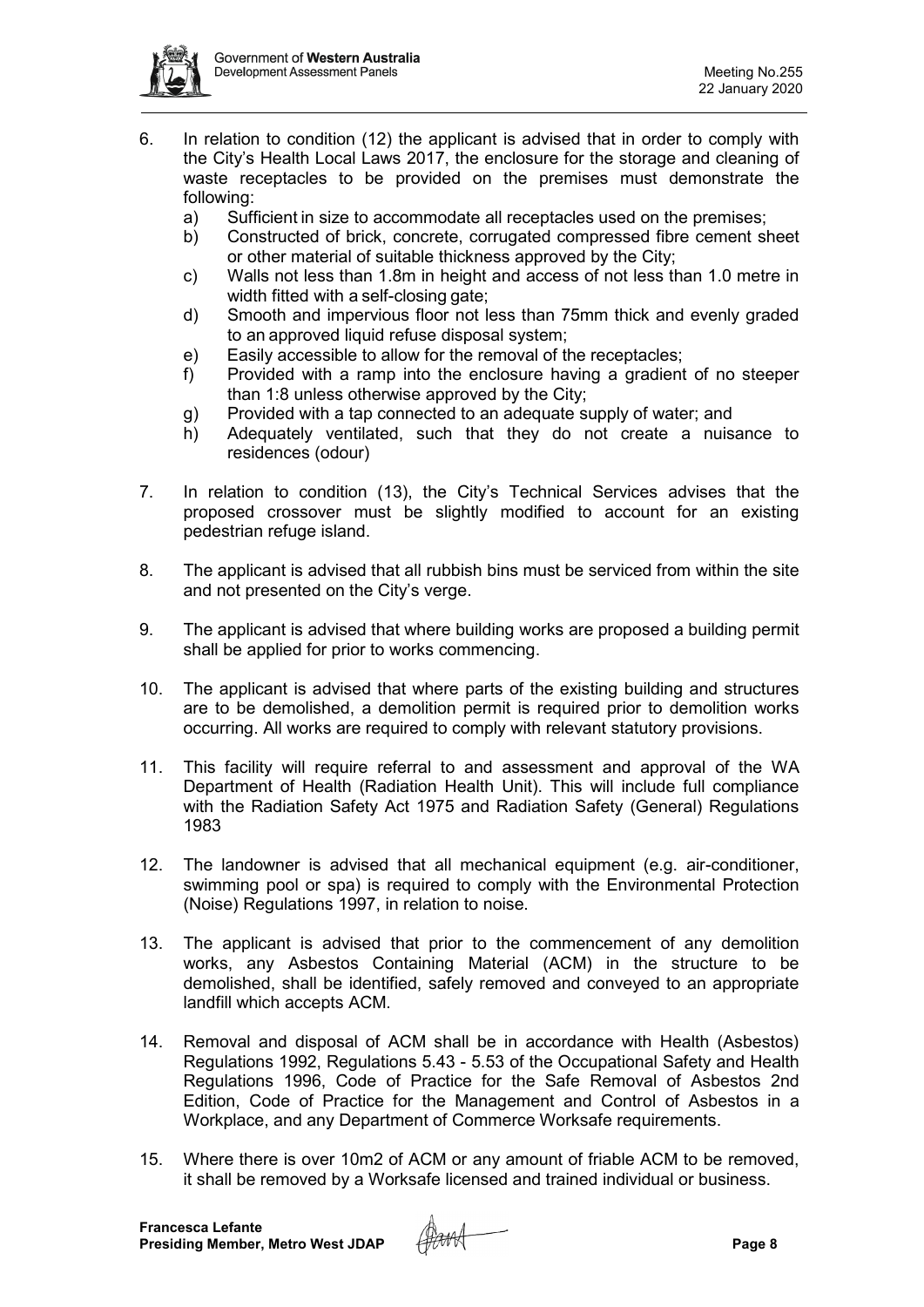6. In relation to condition (12) the applicant is advised that in order to comply with the City's Health Local Laws 2017, the enclosure for the storage and cleaning of waste receptacles to be provided on the premises must demonstrate the following:
   a) Sufficient in size to accommodate all receptacles used on the premises;
   b) Constructed of brick, concrete, corrugated compressed fibre cement sheet or other material of suitable thickness approved by the City;
   c) Walls not less than 1.8m in height and access of not less than 1.0 metre in width fitted with a self-closing gate;
   d) Smooth and impervious floor not less than 75mm thick and evenly graded to an approved liquid refuse disposal system;
   e) Easily accessible to allow for the removal of the receptacles;
   f) Provided with a ramp into the enclosure having a gradient of no steeper than 1:8 unless otherwise approved by the City;
   g) Provided with a tap connected to an adequate supply of water; and
   h) Adequately ventilated, such that they do not create a nuisance to residences (odour)

7. In relation to condition (13), the City's Technical Services advises that the proposed crossover must be slightly modified to account for an existing pedestrian refuge island.

8. The applicant is advised that all rubbish bins must be serviced from within the site and not presented on the City's verge.

9. The applicant is advised that where building works are proposed a building permit shall be applied for prior to works commencing.

10. The applicant is advised that where parts of the existing building and structures are to be demolished, a demolition permit is required prior to demolition works occurring. All works are required to comply with relevant statutory provisions.

11. This facility will require referral to and assessment and approval of the WA Department of Health (Radiation Health Unit). This will include full compliance with the Radiation Safety Act 1975 and Radiation Safety (General) Regulations 1983

12. The landowner is advised that all mechanical equipment (e.g. air-conditioner, swimming pool or spa) is required to comply with the Environmental Protection (Noise) Regulations 1997, in relation to noise.

13. The applicant is advised that prior to the commencement of any demolition works, any Asbestos Containing Material (ACM) in the structure to be demolished, shall be identified, safely removed and conveyed to an appropriate landfill which accepts ACM.

14. Removal and disposal of ACM shall be in accordance with Health (Asbestos) Regulations 1992, Regulations 5.43 - 5.53 of the Occupational Safety and Health Regulations 1996, Code of Practice for the Safe Removal of Asbestos 2nd Edition, Code of Practice for the Management and Control of Asbestos in a Workplace, and any Department of Commerce Worksafe requirements.

15. Where there is over 10m2 of ACM or any amount of friable ACM to be removed, it shall be removed by a Worksafe licensed and trained individual or business.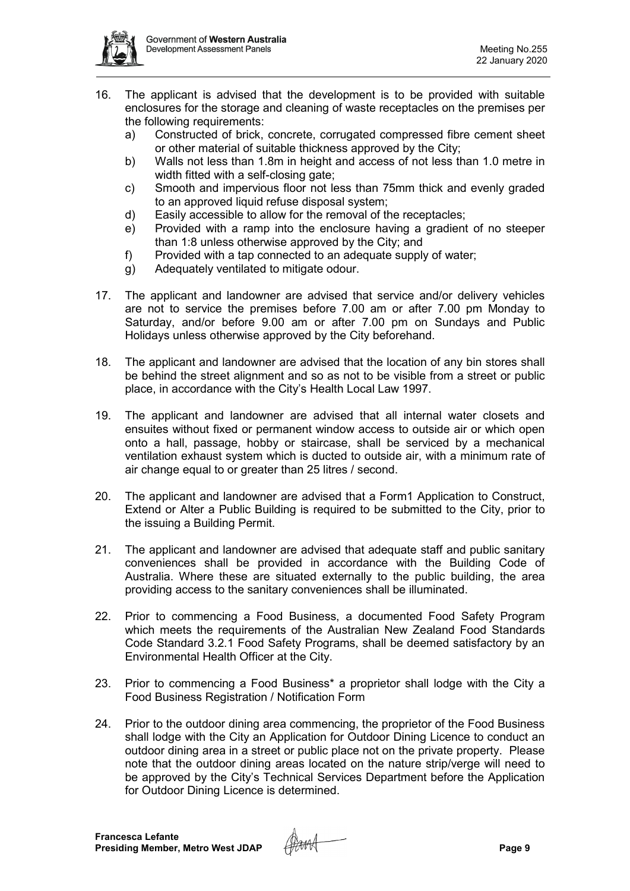16. The applicant is advised that the development is to be provided with suitable enclosures for the storage and cleaning of waste receptacles on the premises per the following requirements:
    a) Constructed of brick, concrete, corrugated compressed fibre cement sheet or other material of suitable thickness approved by the City;
    b) Walls not less than 1.8m in height and access of not less than 1.0 metre in width fitted with a self-closing gate;
    c) Smooth and impervious floor not less than 75mm thick and evenly graded to an approved liquid refuse disposal system;
    d) Easily accessible to allow for the removal of the receptacles;
    e) Provided with a ramp into the enclosure having a gradient of no steeper than 1:8 unless otherwise approved by the City; and
    f) Provided with a tap connected to an adequate supply of water;
    g) Adequately ventilated to mitigate odour.

17. The applicant and landowner are advised that service and/or delivery vehicles are not to service the premises before 7.00 am or after 7.00 pm Monday to Saturday, and/or before 9.00 am or after 7.00 pm on Sundays and Public Holidays unless otherwise approved by the City beforehand.

18. The applicant and landowner are advised that the location of any bin stores shall be behind the street alignment and so as not to be visible from a street or public place, in accordance with the City's Health Local Law 1997.

19. The applicant and landowner are advised that all internal water closets and ensuites without fixed or permanent window access to outside air or which open onto a hall, passage, hobby or staircase, shall be serviced by a mechanical ventilation exhaust system which is ducted to outside air, with a minimum rate of air change equal to or greater than 25 litres / second.

20. The applicant and landowner are advised that a Form1 Application to Construct, Extend or Alter a Public Building is required to be submitted to the City, prior to the issuing a Building Permit.

21. The applicant and landowner are advised that adequate staff and public sanitary conveniences shall be provided in accordance with the Building Code of Australia. Where these are situated externally to the public building, the area providing access to the sanitary conveniences shall be illuminated.

22. Prior to commencing a Food Business, a documented Food Safety Program which meets the requirements of the Australian New Zealand Food Standards Code Standard 3.2.1 Food Safety Programs, shall be deemed satisfactory by an Environmental Health Officer at the City.

23. Prior to commencing a Food Business* a proprietor shall lodge with the City a Food Business Registration / Notification Form

24. Prior to the outdoor dining area commencing, the proprietor of the Food Business shall lodge with the City an Application for Outdoor Dining Licence to conduct an outdoor dining area in a street or public place not on the private property. Please note that the outdoor dining areas located on the nature strip/verge will need to be approved by the City's Technical Services Department before the Application for Outdoor Dining Licence is determined.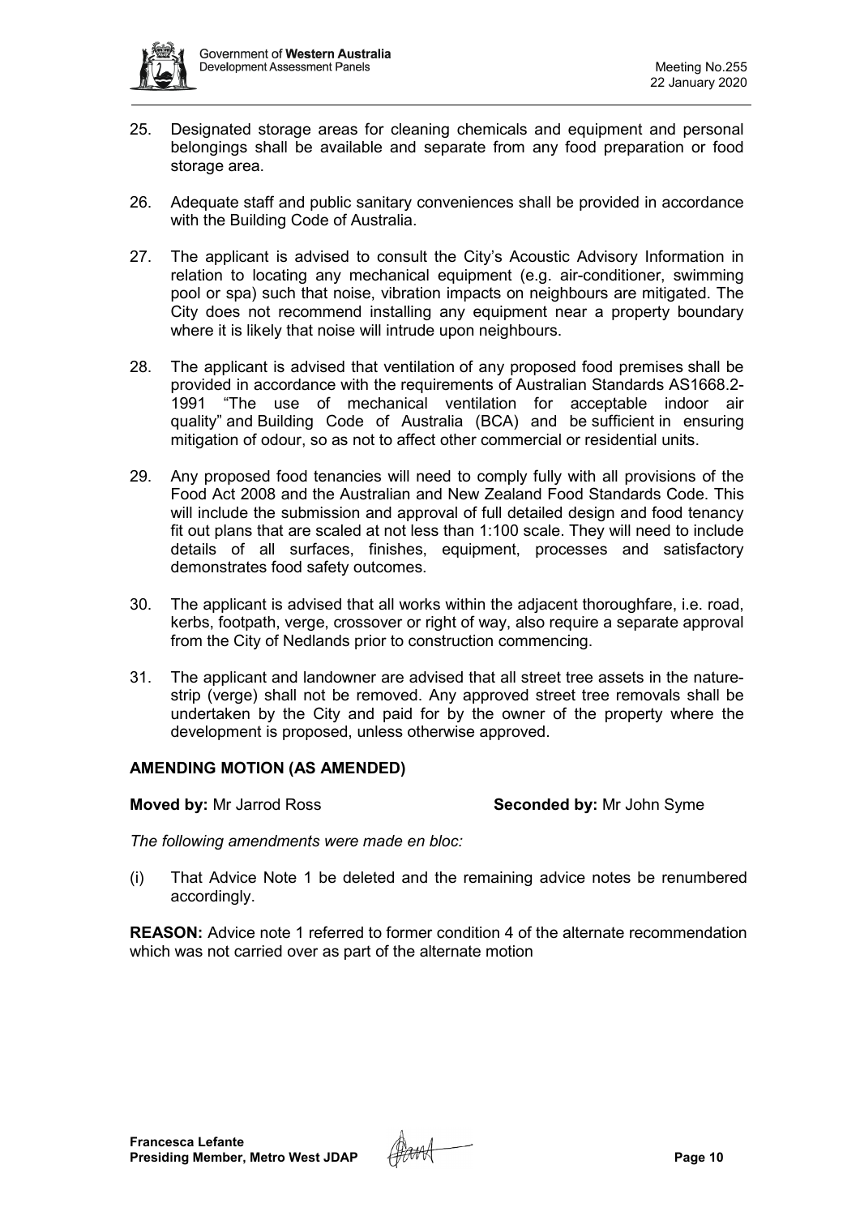25. Designated storage areas for cleaning chemicals and equipment and personal belongings shall be available and separate from any food preparation or food storage area.

26. Adequate staff and public sanitary conveniences shall be provided in accordance with the Building Code of Australia.

27. The applicant is advised to consult the City's Acoustic Advisory Information in relation to locating any mechanical equipment (e.g. air-conditioner, swimming pool or spa) such that noise, vibration impacts on neighbours are mitigated. The City does not recommend installing any equipment near a property boundary where it is likely that noise will intrude upon neighbours.

28. The applicant is advised that ventilation of any proposed food premises shall be provided in accordance with the requirements of Australian Standards AS1668.2-1991 "The use of mechanical ventilation for acceptable indoor air quality" and Building Code of Australia (BCA) and be sufficient in ensuring mitigation of odour, so as not to affect other commercial or residential units.

29. Any proposed food tenancies will need to comply fully with all provisions of the Food Act 2008 and the Australian and New Zealand Food Standards Code. This will include the submission and approval of full detailed design and food tenancy fit out plans that are scaled at not less than 1:100 scale. They will need to include details of all surfaces, finishes, equipment, processes and satisfactory demonstrates food safety outcomes.

30. The applicant is advised that all works within the adjacent thoroughfare, i.e. road, kerbs, footpath, verge, crossover or right of way, also require a separate approval from the City of Nedlands prior to construction commencing.

31. The applicant and landowner are advised that all street tree assets in the nature-strip (verge) shall not be removed. Any approved street tree removals shall be undertaken by the City and paid for by the owner of the property where the development is proposed, unless otherwise approved.

**AMENDING MOTION (AS AMENDED)**

**Moved by:** Mr Jarrod Ross **Seconded by:** Mr John Syme

*The following amendments were made en bloc:*

(i) That Advice Note 1 be deleted and the remaining advice notes be renumbered accordingly.

**REASON:** Advice note 1 referred to former condition 4 of the alternate recommendation which was not carried over as part of the alternate motion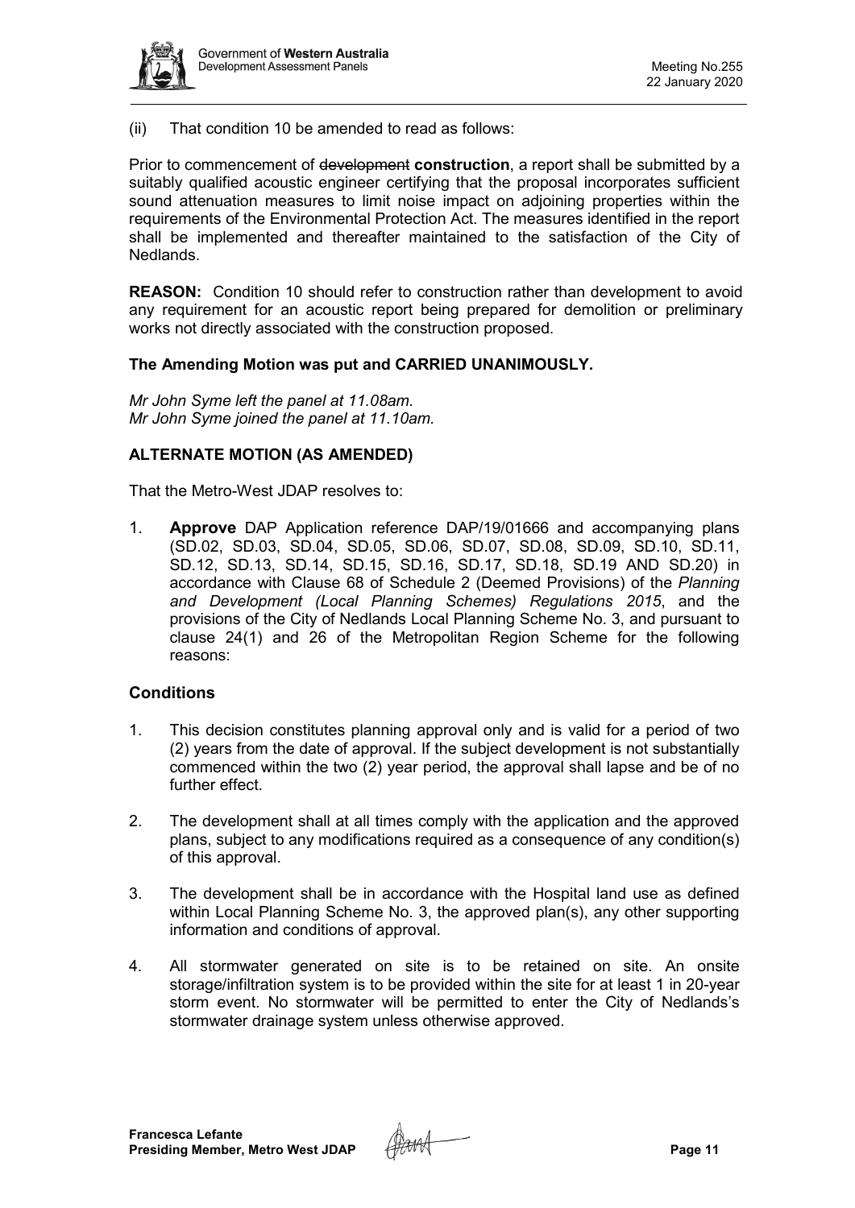(ii) That condition 10 be amended to read as follows:

Prior to commencement of ~~development~~ **construction**, a report shall be submitted by a suitably qualified acoustic engineer certifying that the proposal incorporates sufficient sound attenuation measures to limit noise impact on adjoining properties within the requirements of the Environmental Protection Act. The measures identified in the report shall be implemented and thereafter maintained to the satisfaction of the City of Nedlands.

**REASON:** Condition 10 should refer to construction rather than development to avoid any requirement for an acoustic report being prepared for demolition or preliminary works not directly associated with the construction proposed.

**The Amending Motion was put and CARRIED UNANIMOUSLY.**

*Mr John Syme left the panel at 11.08am.*
*Mr John Syme joined the panel at 11.10am.*

**ALTERNATE MOTION (AS AMENDED)**

That the Metro-West JDAP resolves to:

1. **Approve** DAP Application reference DAP/19/01666 and accompanying plans (SD.02, SD.03, SD.04, SD.05, SD.06, SD.07, SD.08, SD.09, SD.10, SD.11, SD.12, SD.13, SD.14, SD.15, SD.16, SD.17, SD.18, SD.19 AND SD.20) in accordance with Clause 68 of Schedule 2 (Deemed Provisions) of the *Planning and Development (Local Planning Schemes) Regulations 2015*, and the provisions of the City of Nedlands Local Planning Scheme No. 3, and pursuant to clause 24(1) and 26 of the Metropolitan Region Scheme for the following reasons:

## Conditions

1. This decision constitutes planning approval only and is valid for a period of two (2) years from the date of approval. If the subject development is not substantially commenced within the two (2) year period, the approval shall lapse and be of no further effect.

2. The development shall at all times comply with the application and the approved plans, subject to any modifications required as a consequence of any condition(s) of this approval.

3. The development shall be in accordance with the Hospital land use as defined within Local Planning Scheme No. 3, the approved plan(s), any other supporting information and conditions of approval.

4. All stormwater generated on site is to be retained on site. An onsite storage/infiltration system is to be provided within the site for at least 1 in 20-year storm event. No stormwater will be permitted to enter the City of Nedlands's stormwater drainage system unless otherwise approved.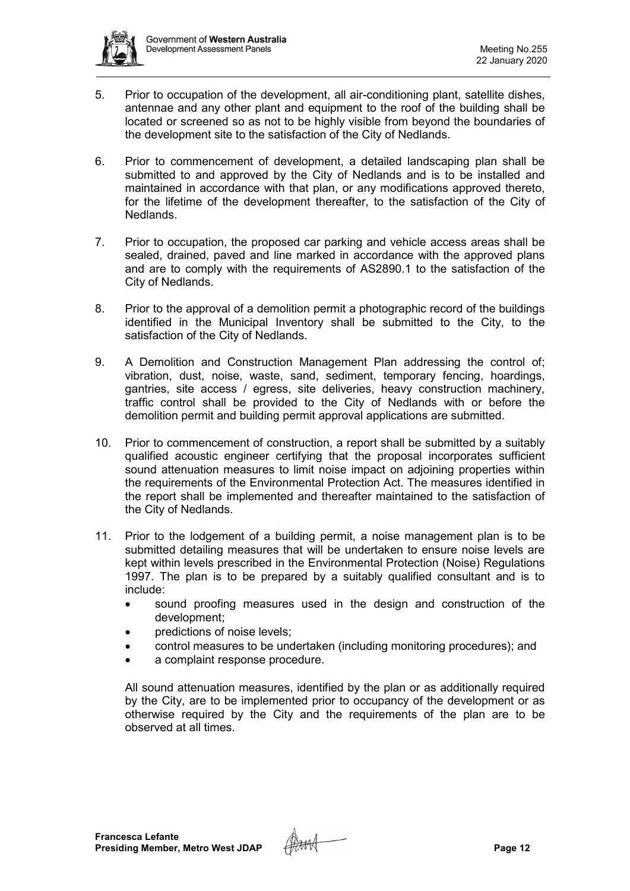5. Prior to occupation of the development, all air-conditioning plant, satellite dishes, antennae and any other plant and equipment to the roof of the building shall be located or screened so as not to be highly visible from beyond the boundaries of the development site to the satisfaction of the City of Nedlands.

6. Prior to commencement of development, a detailed landscaping plan shall be submitted to and approved by the City of Nedlands and is to be installed and maintained in accordance with that plan, or any modifications approved thereto, for the lifetime of the development thereafter, to the satisfaction of the City of Nedlands.

7. Prior to occupation, the proposed car parking and vehicle access areas shall be sealed, drained, paved and line marked in accordance with the approved plans and are to comply with the requirements of AS2890.1 to the satisfaction of the City of Nedlands.

8. Prior to the approval of a demolition permit a photographic record of the buildings identified in the Municipal Inventory shall be submitted to the City, to the satisfaction of the City of Nedlands.

9. A Demolition and Construction Management Plan addressing the control of; vibration, dust, noise, waste, sand, sediment, temporary fencing, hoardings, gantries, site access / egress, site deliveries, heavy construction machinery, traffic control shall be provided to the City of Nedlands with or before the demolition permit and building permit approval applications are submitted.

10. Prior to commencement of construction, a report shall be submitted by a suitably qualified acoustic engineer certifying that the proposal incorporates sufficient sound attenuation measures to limit noise impact on adjoining properties within the requirements of the Environmental Protection Act. The measures identified in the report shall be implemented and thereafter maintained to the satisfaction of the City of Nedlands.

11. Prior to the lodgement of a building permit, a noise management plan is to be submitted detailing measures that will be undertaken to ensure noise levels are kept within levels prescribed in the Environmental Protection (Noise) Regulations 1997. The plan is to be prepared by a suitably qualified consultant and is to include:
    - sound proofing measures used in the design and construction of the development;
    - predictions of noise levels;
    - control measures to be undertaken (including monitoring procedures); and
    - a complaint response procedure.

    All sound attenuation measures, identified by the plan or as additionally required by the City, are to be implemented prior to occupancy of the development or as otherwise required by the City and the requirements of the plan are to be observed at all times.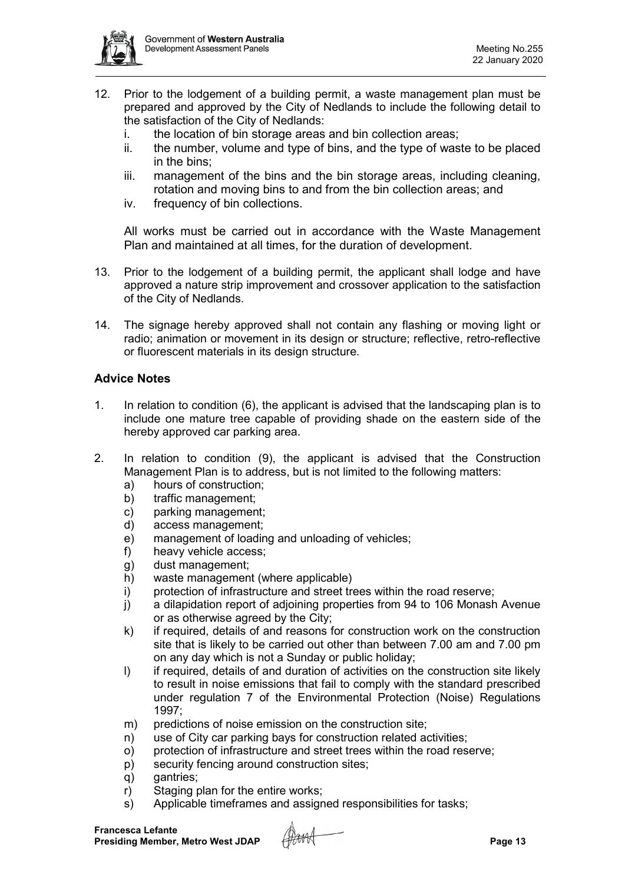12. Prior to the lodgement of a building permit, a waste management plan must be prepared and approved by the City of Nedlands to include the following detail to the satisfaction of the City of Nedlands:
    i. the location of bin storage areas and bin collection areas;
    ii. the number, volume and type of bins, and the type of waste to be placed in the bins;
    iii. management of the bins and the bin storage areas, including cleaning, rotation and moving bins to and from the bin collection areas; and
    iv. frequency of bin collections.

    All works must be carried out in accordance with the Waste Management Plan and maintained at all times, for the duration of development.

13. Prior to the lodgement of a building permit, the applicant shall lodge and have approved a nature strip improvement and crossover application to the satisfaction of the City of Nedlands.

14. The signage hereby approved shall not contain any flashing or moving light or radio; animation or movement in its design or structure; reflective, retro-reflective or fluorescent materials in its design structure.

### Advice Notes

1. In relation to condition (6), the applicant is advised that the landscaping plan is to include one mature tree capable of providing shade on the eastern side of the hereby approved car parking area.

2. In relation to condition (9), the applicant is advised that the Construction Management Plan is to address, but is not limited to the following matters:
    a) hours of construction;
    b) traffic management;
    c) parking management;
    d) access management;
    e) management of loading and unloading of vehicles;
    f) heavy vehicle access;
    g) dust management;
    h) waste management (where applicable)
    i) protection of infrastructure and street trees within the road reserve;
    j) a dilapidation report of adjoining properties from 94 to 106 Monash Avenue or as otherwise agreed by the City;
    k) if required, details of and reasons for construction work on the construction site that is likely to be carried out other than between 7.00 am and 7.00 pm on any day which is not a Sunday or public holiday;
    l) if required, details of and duration of activities on the construction site likely to result in noise emissions that fail to comply with the standard prescribed under regulation 7 of the Environmental Protection (Noise) Regulations 1997;
    m) predictions of noise emission on the construction site;
    n) use of City car parking bays for construction related activities;
    o) protection of infrastructure and street trees within the road reserve;
    p) security fencing around construction sites;
    q) gantries;
    r) Staging plan for the entire works;
    s) Applicable timeframes and assigned responsibilities for tasks;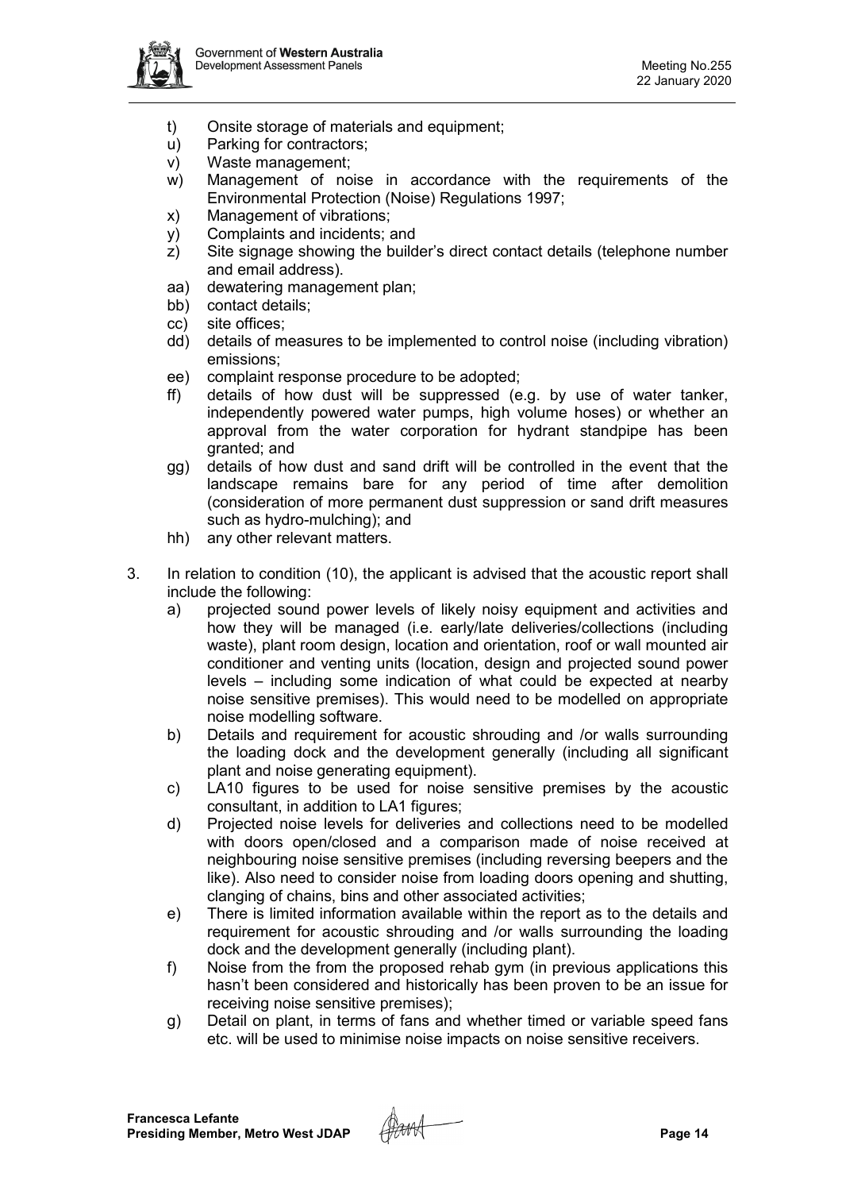t) Onsite storage of materials and equipment;
u) Parking for contractors;
v) Waste management;
w) Management of noise in accordance with the requirements of the Environmental Protection (Noise) Regulations 1997;
x) Management of vibrations;
y) Complaints and incidents; and
z) Site signage showing the builder's direct contact details (telephone number and email address).
aa) dewatering management plan;
bb) contact details;
cc) site offices;
dd) details of measures to be implemented to control noise (including vibration) emissions;
ee) complaint response procedure to be adopted;
ff) details of how dust will be suppressed (e.g. by use of water tanker, independently powered water pumps, high volume hoses) or whether an approval from the water corporation for hydrant standpipe has been granted; and
gg) details of how dust and sand drift will be controlled in the event that the landscape remains bare for any period of time after demolition (consideration of more permanent dust suppression or sand drift measures such as hydro-mulching); and
hh) any other relevant matters.

3. In relation to condition (10), the applicant is advised that the acoustic report shall include the following:
   a) projected sound power levels of likely noisy equipment and activities and how they will be managed (i.e. early/late deliveries/collections (including waste), plant room design, location and orientation, roof or wall mounted air conditioner and venting units (location, design and projected sound power levels – including some indication of what could be expected at nearby noise sensitive premises). This would need to be modelled on appropriate noise modelling software.
   b) Details and requirement for acoustic shrouding and /or walls surrounding the loading dock and the development generally (including all significant plant and noise generating equipment).
   c) LA10 figures to be used for noise sensitive premises by the acoustic consultant, in addition to LA1 figures;
   d) Projected noise levels for deliveries and collections need to be modelled with doors open/closed and a comparison made of noise received at neighbouring noise sensitive premises (including reversing beepers and the like). Also need to consider noise from loading doors opening and shutting, clanging of chains, bins and other associated activities;
   e) There is limited information available within the report as to the details and requirement for acoustic shrouding and /or walls surrounding the loading dock and the development generally (including plant).
   f) Noise from the from the proposed rehab gym (in previous applications this hasn't been considered and historically has been proven to be an issue for receiving noise sensitive premises);
   g) Detail on plant, in terms of fans and whether timed or variable speed fans etc. will be used to minimise noise impacts on noise sensitive receivers.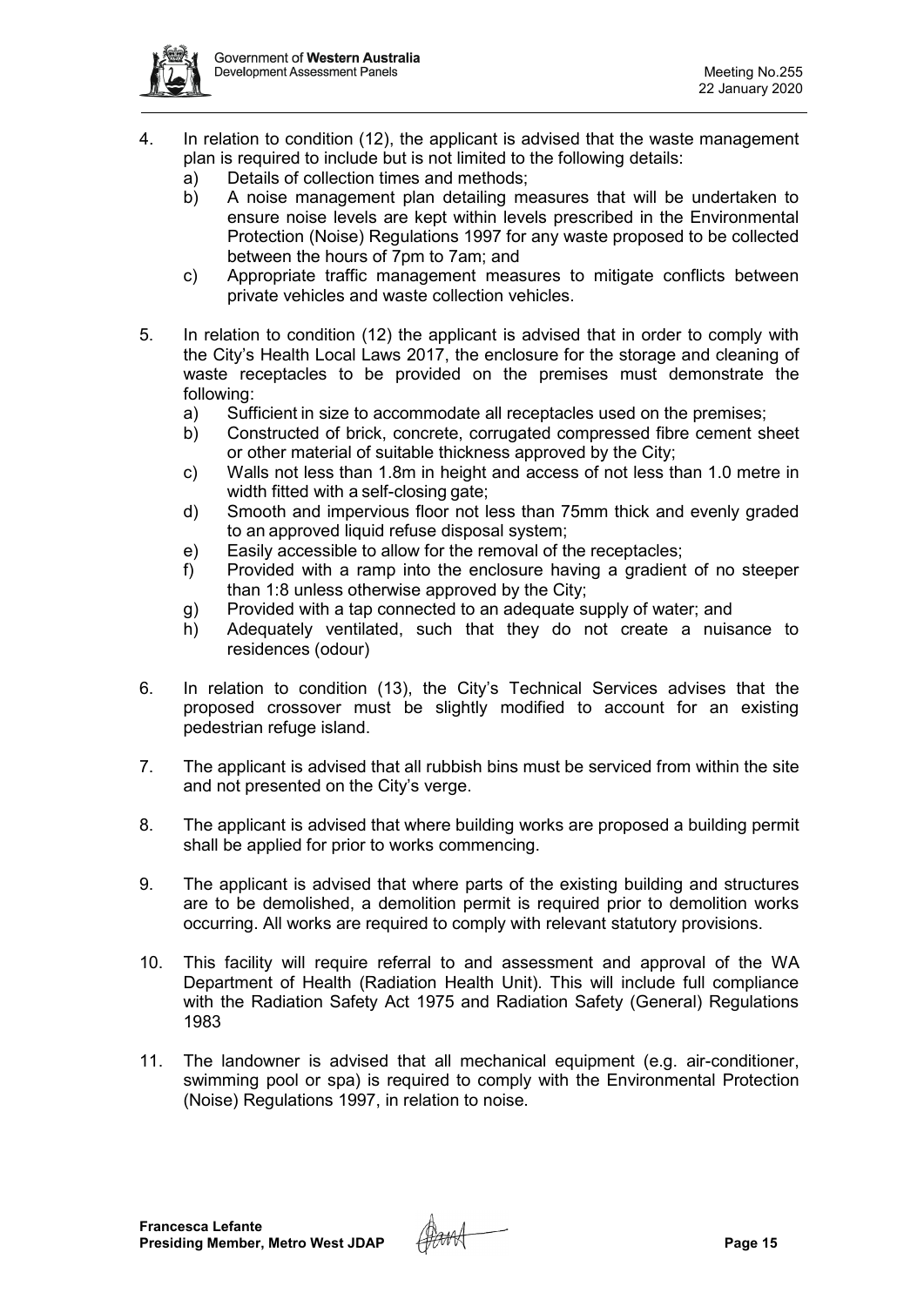4. In relation to condition (12), the applicant is advised that the waste management plan is required to include but is not limited to the following details:
   a) Details of collection times and methods;
   b) A noise management plan detailing measures that will be undertaken to ensure noise levels are kept within levels prescribed in the Environmental Protection (Noise) Regulations 1997 for any waste proposed to be collected between the hours of 7pm to 7am; and
   c) Appropriate traffic management measures to mitigate conflicts between private vehicles and waste collection vehicles.

5. In relation to condition (12) the applicant is advised that in order to comply with the City's Health Local Laws 2017, the enclosure for the storage and cleaning of waste receptacles to be provided on the premises must demonstrate the following:
   a) Sufficient in size to accommodate all receptacles used on the premises;
   b) Constructed of brick, concrete, corrugated compressed fibre cement sheet or other material of suitable thickness approved by the City;
   c) Walls not less than 1.8m in height and access of not less than 1.0 metre in width fitted with a self-closing gate;
   d) Smooth and impervious floor not less than 75mm thick and evenly graded to an approved liquid refuse disposal system;
   e) Easily accessible to allow for the removal of the receptacles;
   f) Provided with a ramp into the enclosure having a gradient of no steeper than 1:8 unless otherwise approved by the City;
   g) Provided with a tap connected to an adequate supply of water; and
   h) Adequately ventilated, such that they do not create a nuisance to residences (odour)

6. In relation to condition (13), the City's Technical Services advises that the proposed crossover must be slightly modified to account for an existing pedestrian refuge island.

7. The applicant is advised that all rubbish bins must be serviced from within the site and not presented on the City's verge.

8. The applicant is advised that where building works are proposed a building permit shall be applied for prior to works commencing.

9. The applicant is advised that where parts of the existing building and structures are to be demolished, a demolition permit is required prior to demolition works occurring. All works are required to comply with relevant statutory provisions.

10. This facility will require referral to and assessment and approval of the WA Department of Health (Radiation Health Unit). This will include full compliance with the Radiation Safety Act 1975 and Radiation Safety (General) Regulations 1983

11. The landowner is advised that all mechanical equipment (e.g. air-conditioner, swimming pool or spa) is required to comply with the Environmental Protection (Noise) Regulations 1997, in relation to noise.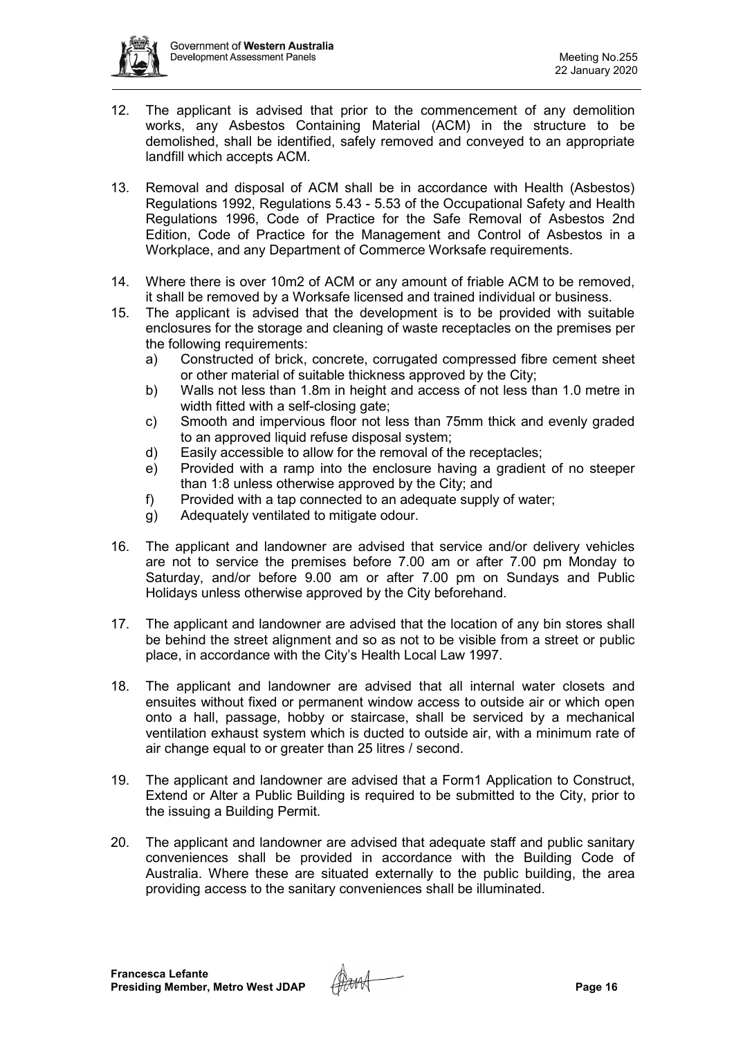12. The applicant is advised that prior to the commencement of any demolition works, any Asbestos Containing Material (ACM) in the structure to be demolished, shall be identified, safely removed and conveyed to an appropriate landfill which accepts ACM.

13. Removal and disposal of ACM shall be in accordance with Health (Asbestos) Regulations 1992, Regulations 5.43 - 5.53 of the Occupational Safety and Health Regulations 1996, Code of Practice for the Safe Removal of Asbestos 2nd Edition, Code of Practice for the Management and Control of Asbestos in a Workplace, and any Department of Commerce Worksafe requirements.

14. Where there is over 10m2 of ACM or any amount of friable ACM to be removed, it shall be removed by a Worksafe licensed and trained individual or business.

15. The applicant is advised that the development is to be provided with suitable enclosures for the storage and cleaning of waste receptacles on the premises per the following requirements:
    a) Constructed of brick, concrete, corrugated compressed fibre cement sheet or other material of suitable thickness approved by the City;
    b) Walls not less than 1.8m in height and access of not less than 1.0 metre in width fitted with a self-closing gate;
    c) Smooth and impervious floor not less than 75mm thick and evenly graded to an approved liquid refuse disposal system;
    d) Easily accessible to allow for the removal of the receptacles;
    e) Provided with a ramp into the enclosure having a gradient of no steeper than 1:8 unless otherwise approved by the City; and
    f) Provided with a tap connected to an adequate supply of water;
    g) Adequately ventilated to mitigate odour.

16. The applicant and landowner are advised that service and/or delivery vehicles are not to service the premises before 7.00 am or after 7.00 pm Monday to Saturday, and/or before 9.00 am or after 7.00 pm on Sundays and Public Holidays unless otherwise approved by the City beforehand.

17. The applicant and landowner are advised that the location of any bin stores shall be behind the street alignment and so as not to be visible from a street or public place, in accordance with the City's Health Local Law 1997.

18. The applicant and landowner are advised that all internal water closets and ensuites without fixed or permanent window access to outside air or which open onto a hall, passage, hobby or staircase, shall be serviced by a mechanical ventilation exhaust system which is ducted to outside air, with a minimum rate of air change equal to or greater than 25 litres / second.

19. The applicant and landowner are advised that a Form1 Application to Construct, Extend or Alter a Public Building is required to be submitted to the City, prior to the issuing a Building Permit.

20. The applicant and landowner are advised that adequate staff and public sanitary conveniences shall be provided in accordance with the Building Code of Australia. Where these are situated externally to the public building, the area providing access to the sanitary conveniences shall be illuminated.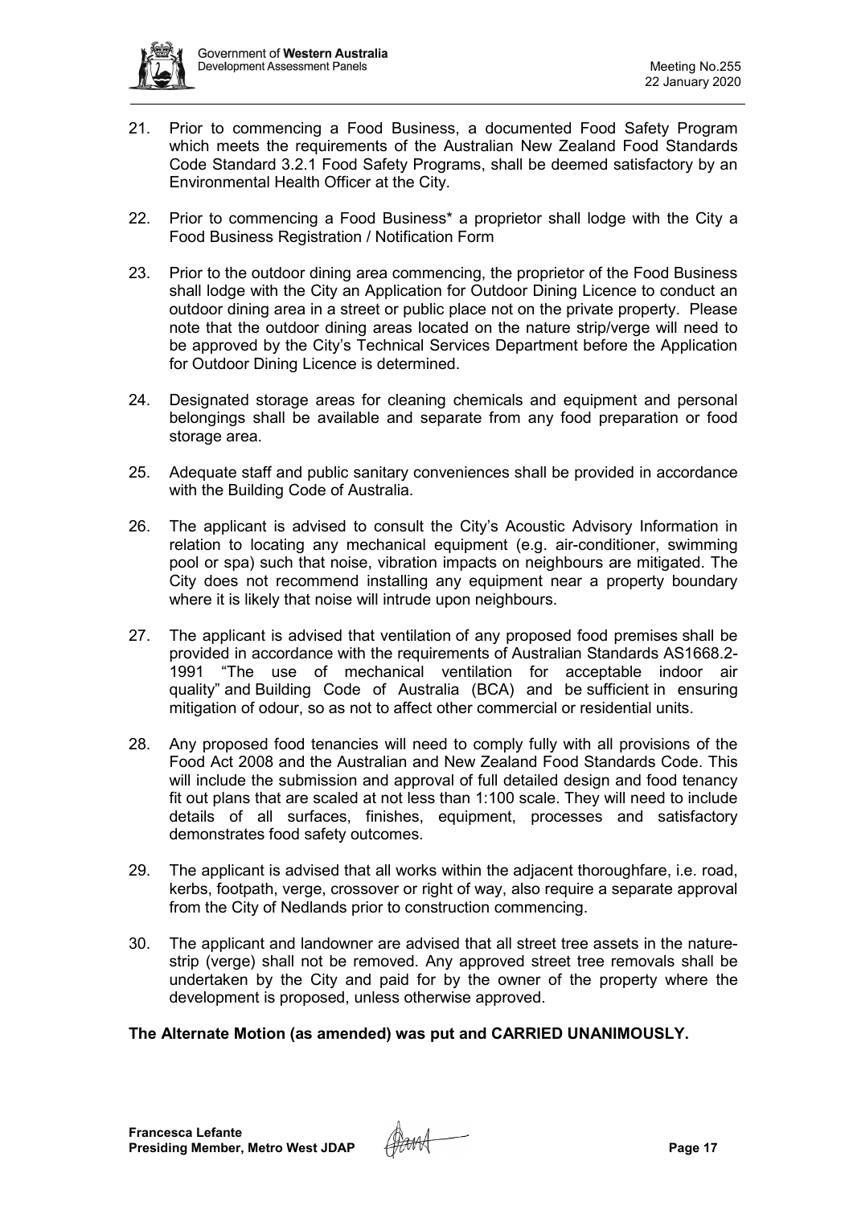21. Prior to commencing a Food Business, a documented Food Safety Program which meets the requirements of the Australian New Zealand Food Standards Code Standard 3.2.1 Food Safety Programs, shall be deemed satisfactory by an Environmental Health Officer at the City.

22. Prior to commencing a Food Business* a proprietor shall lodge with the City a Food Business Registration / Notification Form

23. Prior to the outdoor dining area commencing, the proprietor of the Food Business shall lodge with the City an Application for Outdoor Dining Licence to conduct an outdoor dining area in a street or public place not on the private property. Please note that the outdoor dining areas located on the nature strip/verge will need to be approved by the City's Technical Services Department before the Application for Outdoor Dining Licence is determined.

24. Designated storage areas for cleaning chemicals and equipment and personal belongings shall be available and separate from any food preparation or food storage area.

25. Adequate staff and public sanitary conveniences shall be provided in accordance with the Building Code of Australia.

26. The applicant is advised to consult the City's Acoustic Advisory Information in relation to locating any mechanical equipment (e.g. air-conditioner, swimming pool or spa) such that noise, vibration impacts on neighbours are mitigated. The City does not recommend installing any equipment near a property boundary where it is likely that noise will intrude upon neighbours.

27. The applicant is advised that ventilation of any proposed food premises shall be provided in accordance with the requirements of Australian Standards AS1668.2-1991 "The use of mechanical ventilation for acceptable indoor air quality" and Building Code of Australia (BCA) and be sufficient in ensuring mitigation of odour, so as not to affect other commercial or residential units.

28. Any proposed food tenancies will need to comply fully with all provisions of the Food Act 2008 and the Australian and New Zealand Food Standards Code. This will include the submission and approval of full detailed design and food tenancy fit out plans that are scaled at not less than 1:100 scale. They will need to include details of all surfaces, finishes, equipment, processes and satisfactory demonstrates food safety outcomes.

29. The applicant is advised that all works within the adjacent thoroughfare, i.e. road, kerbs, footpath, verge, crossover or right of way, also require a separate approval from the City of Nedlands prior to construction commencing.

30. The applicant and landowner are advised that all street tree assets in the nature-strip (verge) shall not be removed. Any approved street tree removals shall be undertaken by the City and paid for by the owner of the property where the development is proposed, unless otherwise approved.

**The Alternate Motion (as amended) was put and CARRIED UNANIMOUSLY.**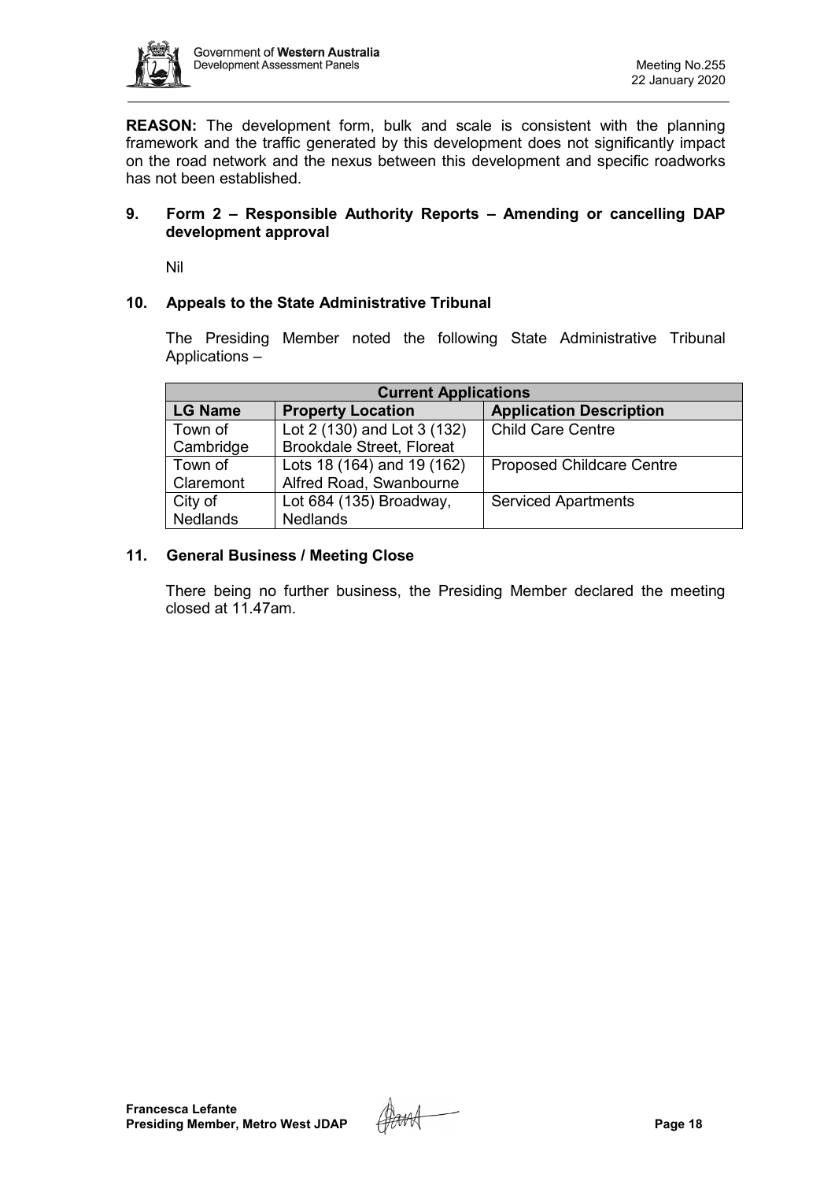**REASON:** The development form, bulk and scale is consistent with the planning framework and the traffic generated by this development does not significantly impact on the road network and the nexus between this development and specific roadworks has not been established.

## 9. Form 2 – Responsible Authority Reports – Amending or cancelling DAP development approval

Nil

## 10. Appeals to the State Administrative Tribunal

The Presiding Member noted the following State Administrative Tribunal Applications –

| Current Applications | | |
|---|---|---|
| **LG Name** | **Property Location** | **Application Description** |
| Town of Cambridge | Lot 2 (130) and Lot 3 (132) Brookdale Street, Floreat | Child Care Centre |
| Town of Claremont | Lots 18 (164) and 19 (162) Alfred Road, Swanbourne | Proposed Childcare Centre |
| City of Nedlands | Lot 684 (135) Broadway, Nedlands | Serviced Apartments |

## 11. General Business / Meeting Close

There being no further business, the Presiding Member declared the meeting closed at 11.47am.